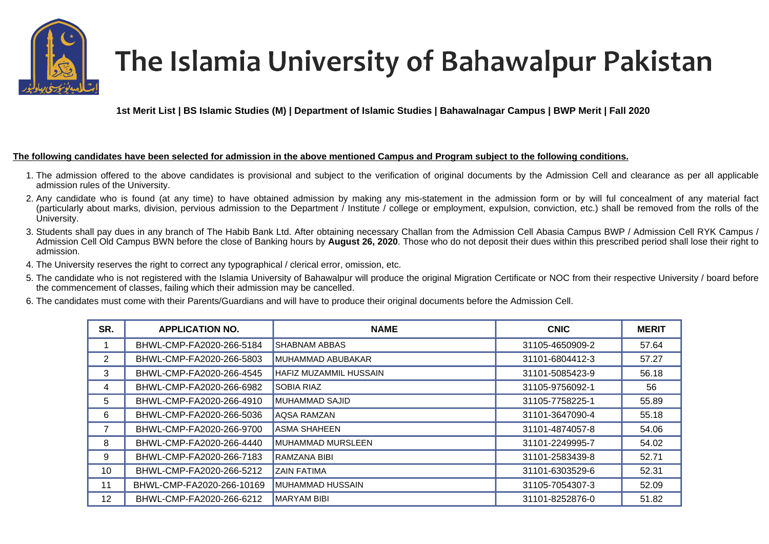# The Islamia University of Bahawalpur Pakistan

**1st Merit List | BS Islamic Studies (M) | Department of Islamic Studies | Bahawalnagar Campus | BWP Merit | Fall 2020**

**The following candidates have been selected for admission in the above mentioned Campus and Program subject to the following conditions.**

1. The admission offered to the above candidates is provisional and subject to the verification of original documents by the Admission Cell and clearance as per all applicable admission rules of the University.
2. Any candidate who is found (at any time) to have obtained admission by making any mis-statement in the admission form or by will ful concealment of any material fact (particularly about marks, division, pervious admission to the Department / Institute / college or employment, expulsion, conviction, etc.) shall be removed from the rolls of the University.
3. Students shall pay dues in any branch of The Habib Bank Ltd. After obtaining necessary Challan from the Admission Cell Abasia Campus BWP / Admission Cell RYK Campus / Admission Cell Old Campus BWN before the close of Banking hours by **August 26, 2020**. Those who do not deposit their dues within this prescribed period shall lose their right to admission.
4. The University reserves the right to correct any typographical / clerical error, omission, etc.
5. The candidate who is not registered with the Islamia University of Bahawalpur will produce the original Migration Certificate or NOC from their respective University / board before the commencement of classes, failing which their admission may be cancelled.
6. The candidates must come with their Parents/Guardians and will have to produce their original documents before the Admission Cell.

| SR. | APPLICATION NO. | NAME | CNIC | MERIT |
|---|---|---|---|---|
| 1 | BHWL-CMP-FA2020-266-5184 | SHABNAM ABBAS | 31105-4650909-2 | 57.64 |
| 2 | BHWL-CMP-FA2020-266-5803 | MUHAMMAD ABUBAKAR | 31101-6804412-3 | 57.27 |
| 3 | BHWL-CMP-FA2020-266-4545 | HAFIZ MUZAMMIL HUSSAIN | 31101-5085423-9 | 56.18 |
| 4 | BHWL-CMP-FA2020-266-6982 | SOBIA RIAZ | 31105-9756092-1 | 56 |
| 5 | BHWL-CMP-FA2020-266-4910 | MUHAMMAD SAJID | 31105-7758225-1 | 55.89 |
| 6 | BHWL-CMP-FA2020-266-5036 | AQSA RAMZAN | 31101-3647090-4 | 55.18 |
| 7 | BHWL-CMP-FA2020-266-9700 | ASMA SHAHEEN | 31101-4874057-8 | 54.06 |
| 8 | BHWL-CMP-FA2020-266-4440 | MUHAMMAD MURSLEEN | 31101-2249995-7 | 54.02 |
| 9 | BHWL-CMP-FA2020-266-7183 | RAMZANA BIBI | 31101-2583439-8 | 52.71 |
| 10 | BHWL-CMP-FA2020-266-5212 | ZAIN FATIMA | 31101-6303529-6 | 52.31 |
| 11 | BHWL-CMP-FA2020-266-10169 | MUHAMMAD HUSSAIN | 31105-7054307-3 | 52.09 |
| 12 | BHWL-CMP-FA2020-266-6212 | MARYAM BIBI | 31101-8252876-0 | 51.82 |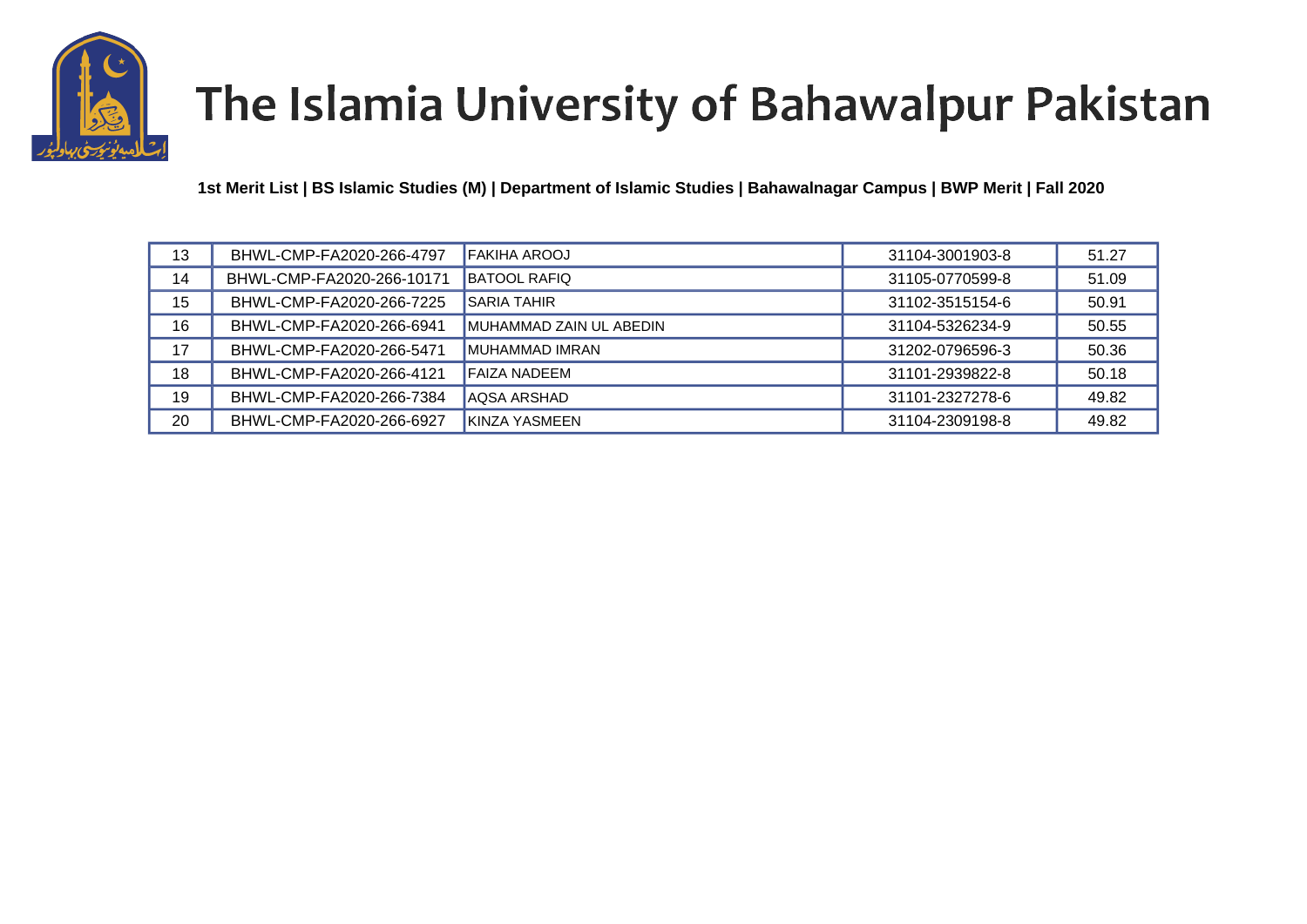# The Islamia University of Bahawalpur Pakistan

**1st Merit List | BS Islamic Studies (M) | Department of Islamic Studies | Bahawalnagar Campus | BWP Merit | Fall 2020**

| | | | | |
|---|---|---|---|---|
| 13 | BHWL-CMP-FA2020-266-4797 | FAKIHA AROOJ | 31104-3001903-8 | 51.27 |
| 14 | BHWL-CMP-FA2020-266-10171 | BATOOL RAFIQ | 31105-0770599-8 | 51.09 |
| 15 | BHWL-CMP-FA2020-266-7225 | SARIA TAHIR | 31102-3515154-6 | 50.91 |
| 16 | BHWL-CMP-FA2020-266-6941 | MUHAMMAD ZAIN UL ABEDIN | 31104-5326234-9 | 50.55 |
| 17 | BHWL-CMP-FA2020-266-5471 | MUHAMMAD IMRAN | 31202-0796596-3 | 50.36 |
| 18 | BHWL-CMP-FA2020-266-4121 | FAIZA NADEEM | 31101-2939822-8 | 50.18 |
| 19 | BHWL-CMP-FA2020-266-7384 | AQSA ARSHAD | 31101-2327278-6 | 49.82 |
| 20 | BHWL-CMP-FA2020-266-6927 | KINZA YASMEEN | 31104-2309198-8 | 49.82 |